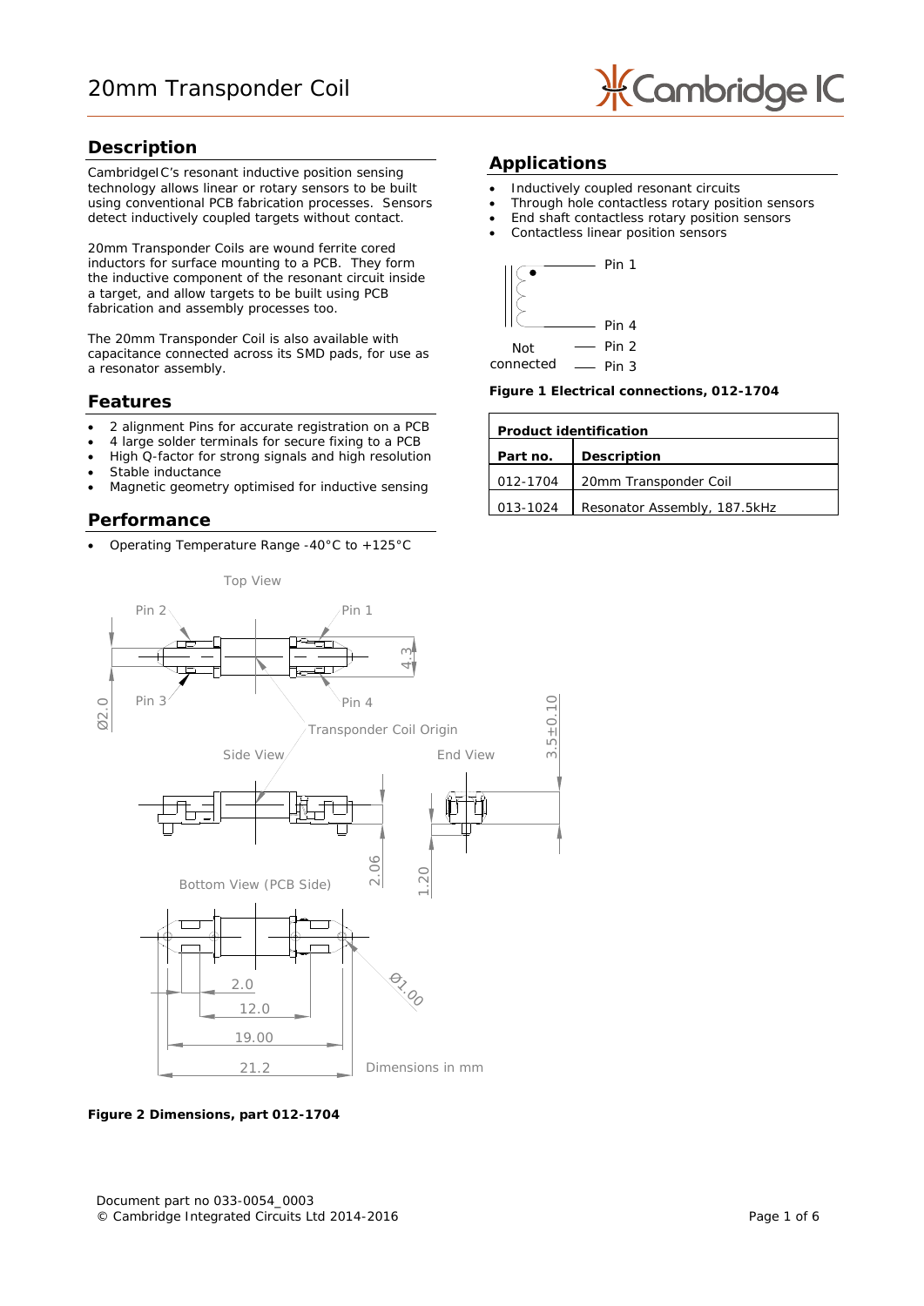# 20mm Transponder Coil

## Description

CambridgeIC's resonant inductive position sensing technology allows linear or rotary sensors to be built using conventional PCB fabrication processes. Sensors detect inductively coupled targets without contact.

20mm Transponder Coils are wound ferrite cored inductors for surface mounting to a PCB. They form the inductive component of the resonant circuit inside a target, and allow targets to be built using PCB fabrication and assembly processes too.

The 20mm Transponder Coil is also available with capacitance connected across its SMD pads, for use as a resonator assembly.

## Features

- 2 alignment Pins for accurate registration on a PCB
- 4 large solder terminals for secure fixing to a PCB
- High Q-factor for strong signals and high resolution
- Stable inductance
- Magnetic geometry optimised for inductive sensing

## Performance

- Operating Temperature Range -40°C to +125°C

## Applications

- Inductively coupled resonant circuits
- Through hole contactless rotary position sensors
- End shaft contactless rotary position sensors
- Contactless linear position sensors

**Figure 1 Electrical connections, 012-1704**

| Product identification | |
|---|---|
| **Part no.** | **Description** |
| 012-1704 | 20mm Transponder Coil |
| 013-1024 | Resonator Assembly, 187.5kHz |

**Figure 2 Dimensions, part 012-1704**

Document part no 033-0054_0003
© Cambridge Integrated Circuits Ltd 2014-2016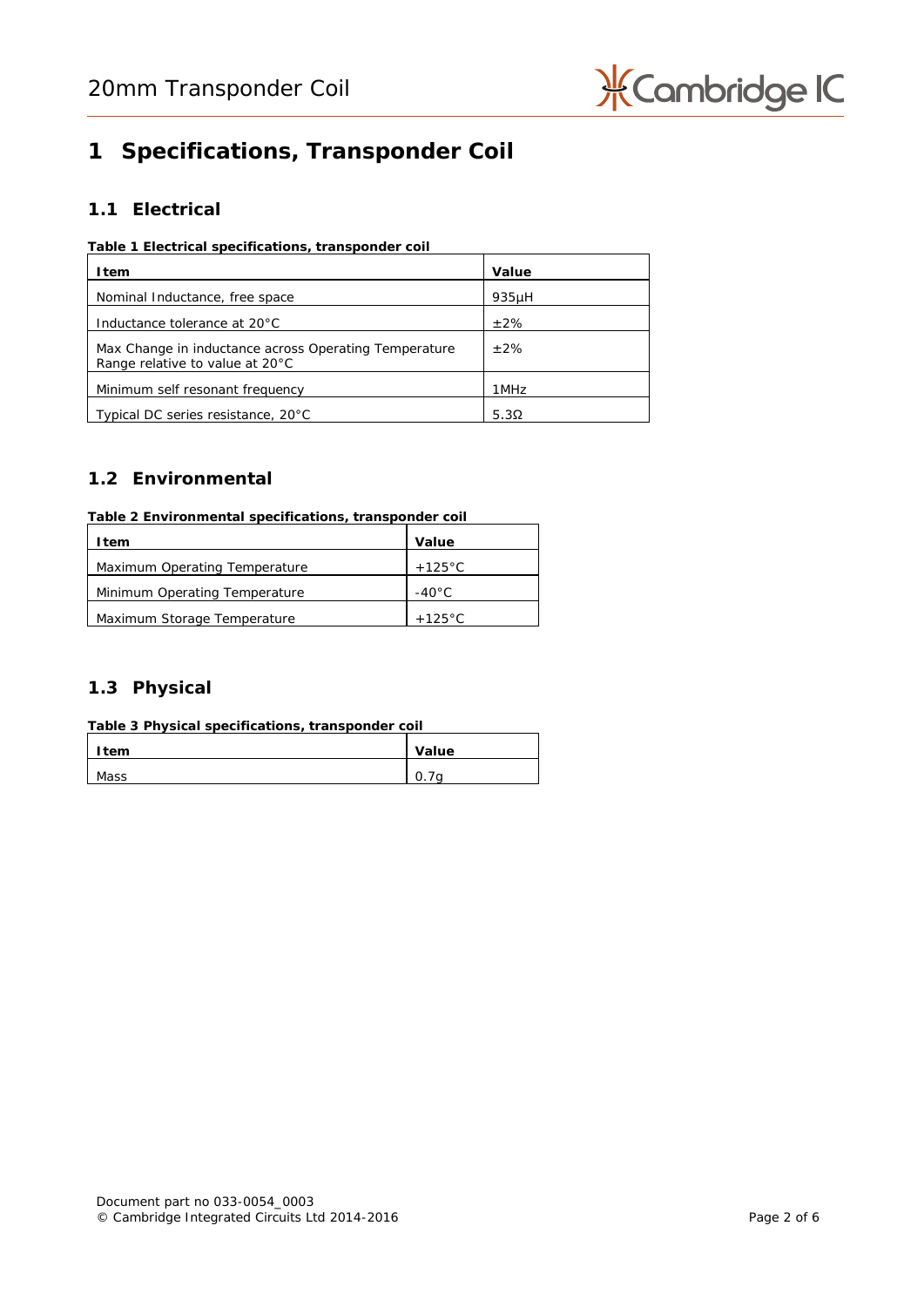# 1 Specifications, Transponder Coil

## 1.1 Electrical

**Table 1 Electrical specifications, transponder coil**

| Item | Value |
|---|---|
| Nominal Inductance, free space | 935µH |
| Inductance tolerance at 20°C | ±2% |
| Max Change in inductance across Operating Temperature Range relative to value at 20°C | ±2% |
| Minimum self resonant frequency | 1MHz |
| Typical DC series resistance, 20°C | 5.3Ω |

## 1.2 Environmental

**Table 2 Environmental specifications, transponder coil**

| Item | Value |
|---|---|
| Maximum Operating Temperature | +125°C |
| Minimum Operating Temperature | -40°C |
| Maximum Storage Temperature | +125°C |

## 1.3 Physical

**Table 3 Physical specifications, transponder coil**

| Item | Value |
|---|---|
| Mass | 0.7g |

Document part no 033-0054_0003
© Cambridge Integrated Circuits Ltd 2014-2016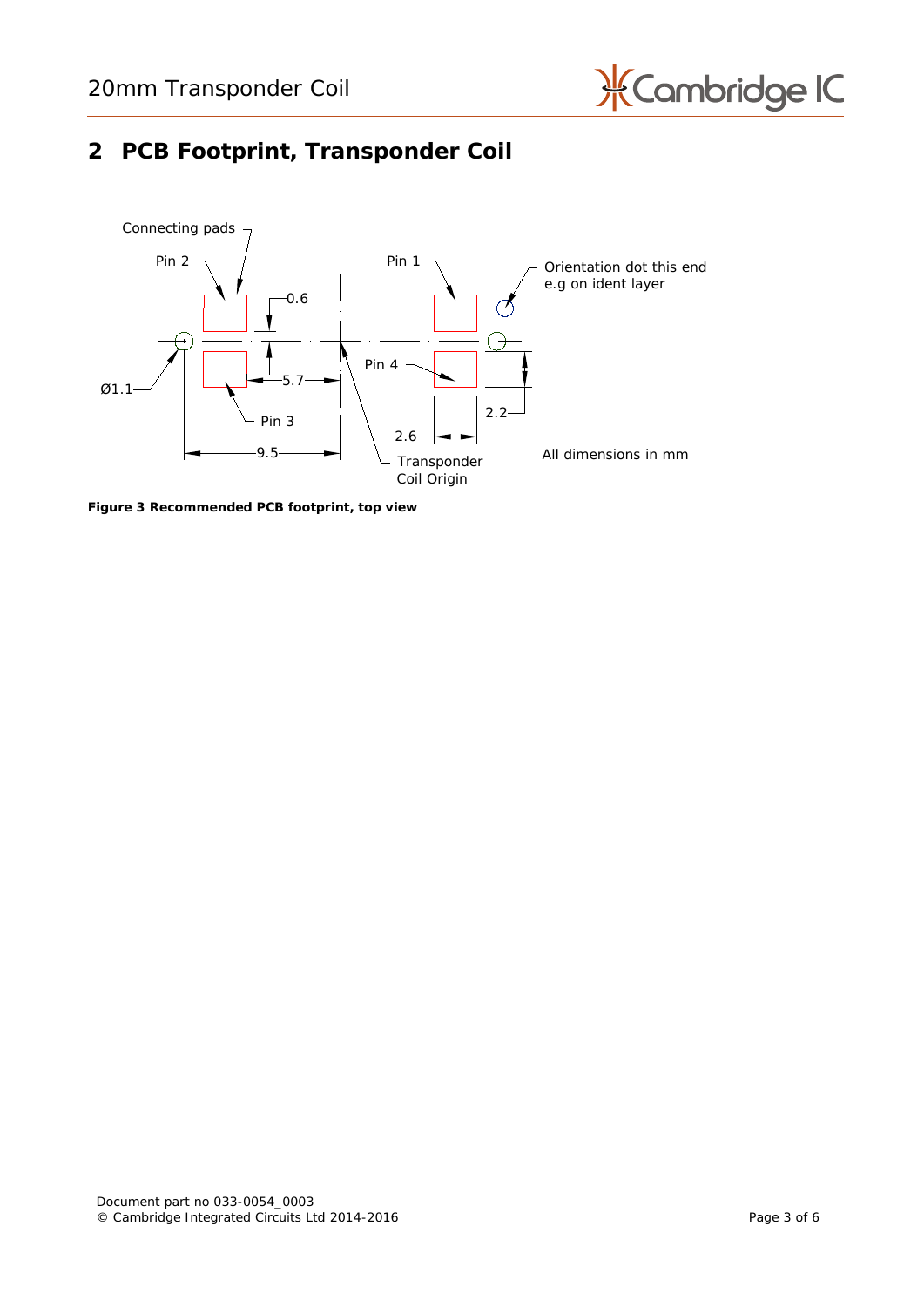## 2 PCB Footprint, Transponder Coil

Connecting pads

Pin 2

Pin 1

Orientation dot this end e.g on ident layer

0.6

Ø1.1

5.7

Pin 4

2.2

Pin 3

2.6

9.5

Transponder Coil Origin

All dimensions in mm

**Figure 3 Recommended PCB footprint, top view**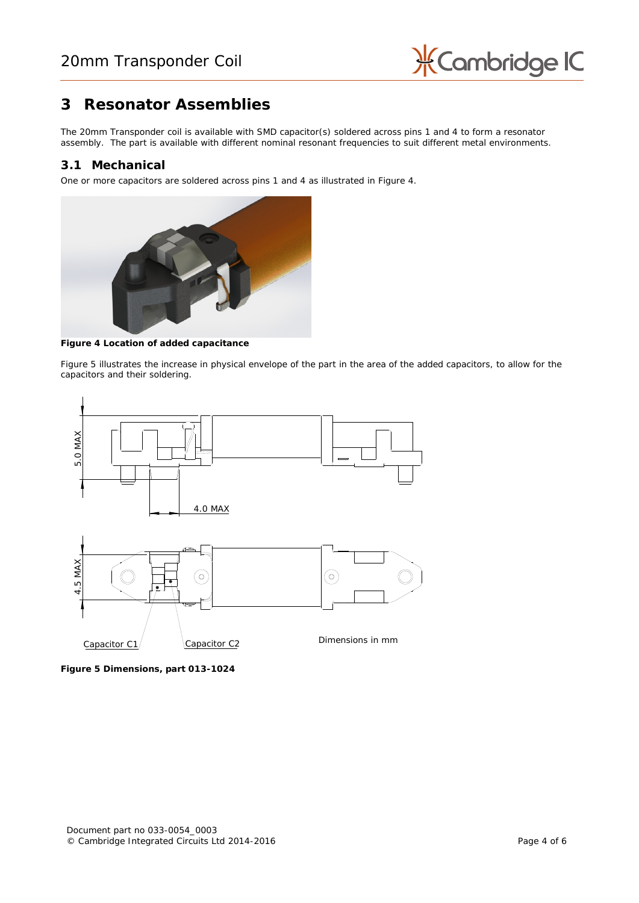# 3 Resonator Assemblies

The 20mm Transponder coil is available with SMD capacitor(s) soldered across pins 1 and 4 to form a resonator assembly. The part is available with different nominal resonant frequencies to suit different metal environments.

## 3.1 Mechanical

One or more capacitors are soldered across pins 1 and 4 as illustrated in Figure 4.

**Figure 4 Location of added capacitance**

Figure 5 illustrates the increase in physical envelope of the part in the area of the added capacitors, to allow for the capacitors and their soldering.

5.0 MAX

4.0 MAX

4.5 MAX

Capacitor C1

Capacitor C2

Dimensions in mm

**Figure 5 Dimensions, part 013-1024**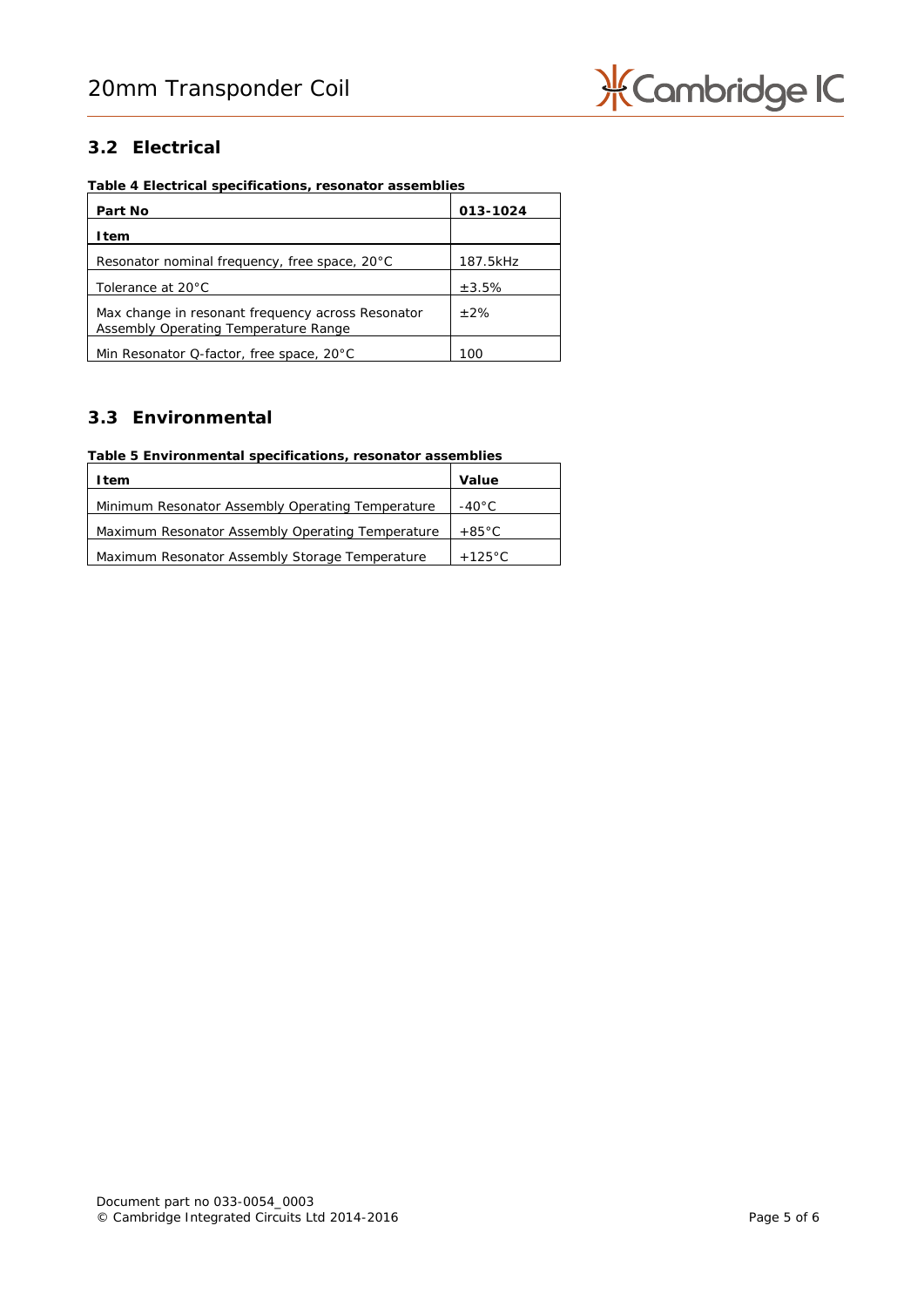## 3.2 Electrical

**Table 4 Electrical specifications, resonator assemblies**

| Part No | 013-1024 |
|---|---|
| **Item** | |
| Resonator nominal frequency, free space, 20°C | 187.5kHz |
| Tolerance at 20°C | ±3.5% |
| Max change in resonant frequency across Resonator Assembly Operating Temperature Range | ±2% |
| Min Resonator Q-factor, free space, 20°C | 100 |

## 3.3 Environmental

**Table 5 Environmental specifications, resonator assemblies**

| Item | Value |
|---|---|
| Minimum Resonator Assembly Operating Temperature | -40°C |
| Maximum Resonator Assembly Operating Temperature | +85°C |
| Maximum Resonator Assembly Storage Temperature | +125°C |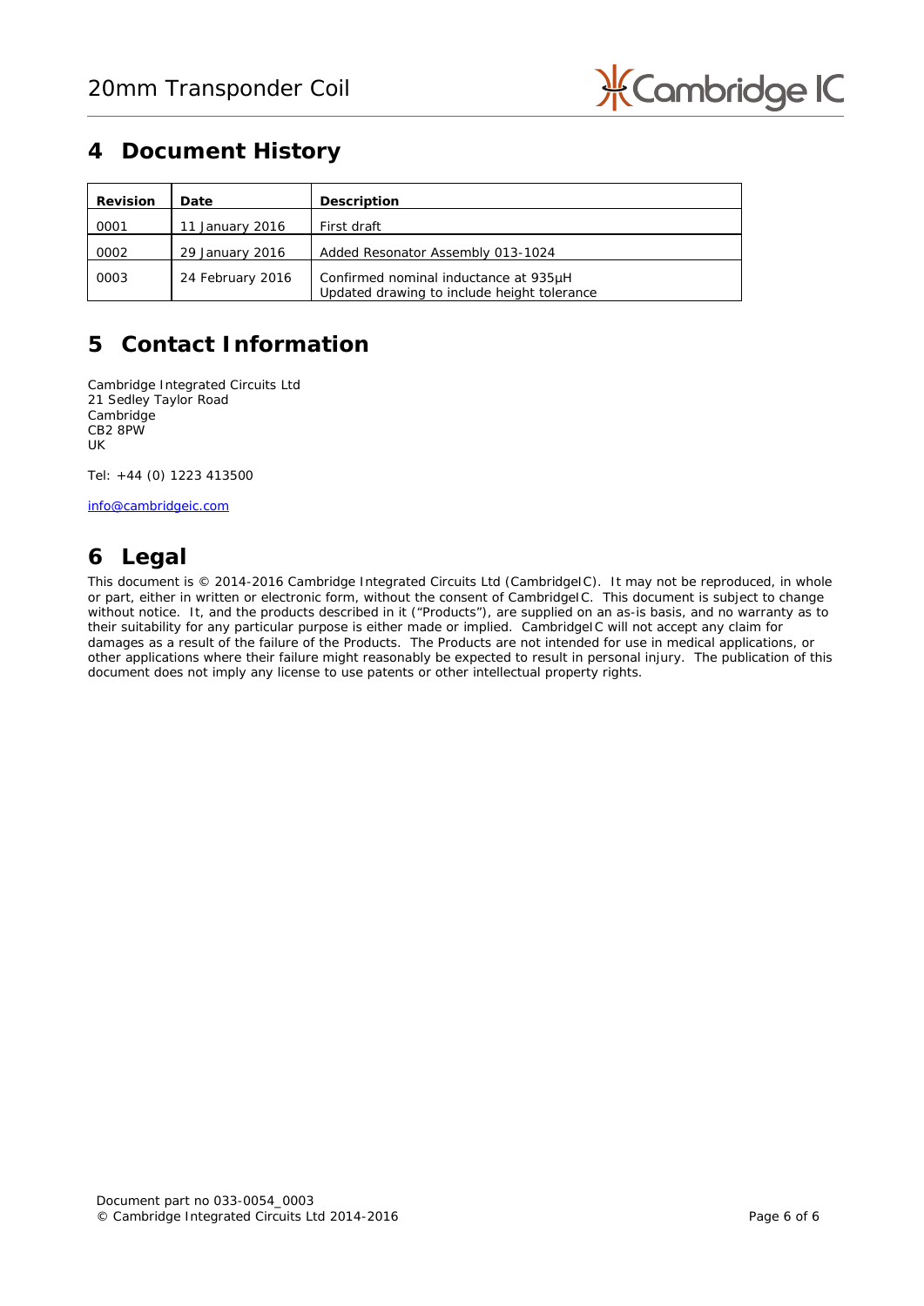## 4 Document History

| Revision | Date | Description |
|---|---|---|
| 0001 | 11 January 2016 | First draft |
| 0002 | 29 January 2016 | Added Resonator Assembly 013-1024 |
| 0003 | 24 February 2016 | Confirmed nominal inductance at 935µH<br>Updated drawing to include height tolerance |

## 5 Contact Information

Cambridge Integrated Circuits Ltd
21 Sedley Taylor Road
Cambridge
CB2 8PW
UK

Tel: +44 (0) 1223 413500

info@cambridgeic.com

## 6 Legal

This document is © 2014-2016 Cambridge Integrated Circuits Ltd (CambridgeIC). It may not be reproduced, in whole or part, either in written or electronic form, without the consent of CambridgeIC. This document is subject to change without notice. It, and the products described in it ("Products"), are supplied on an as-is basis, and no warranty as to their suitability for any particular purpose is either made or implied. CambridgeIC will not accept any claim for damages as a result of the failure of the Products. The Products are not intended for use in medical applications, or other applications where their failure might reasonably be expected to result in personal injury. The publication of this document does not imply any license to use patents or other intellectual property rights.